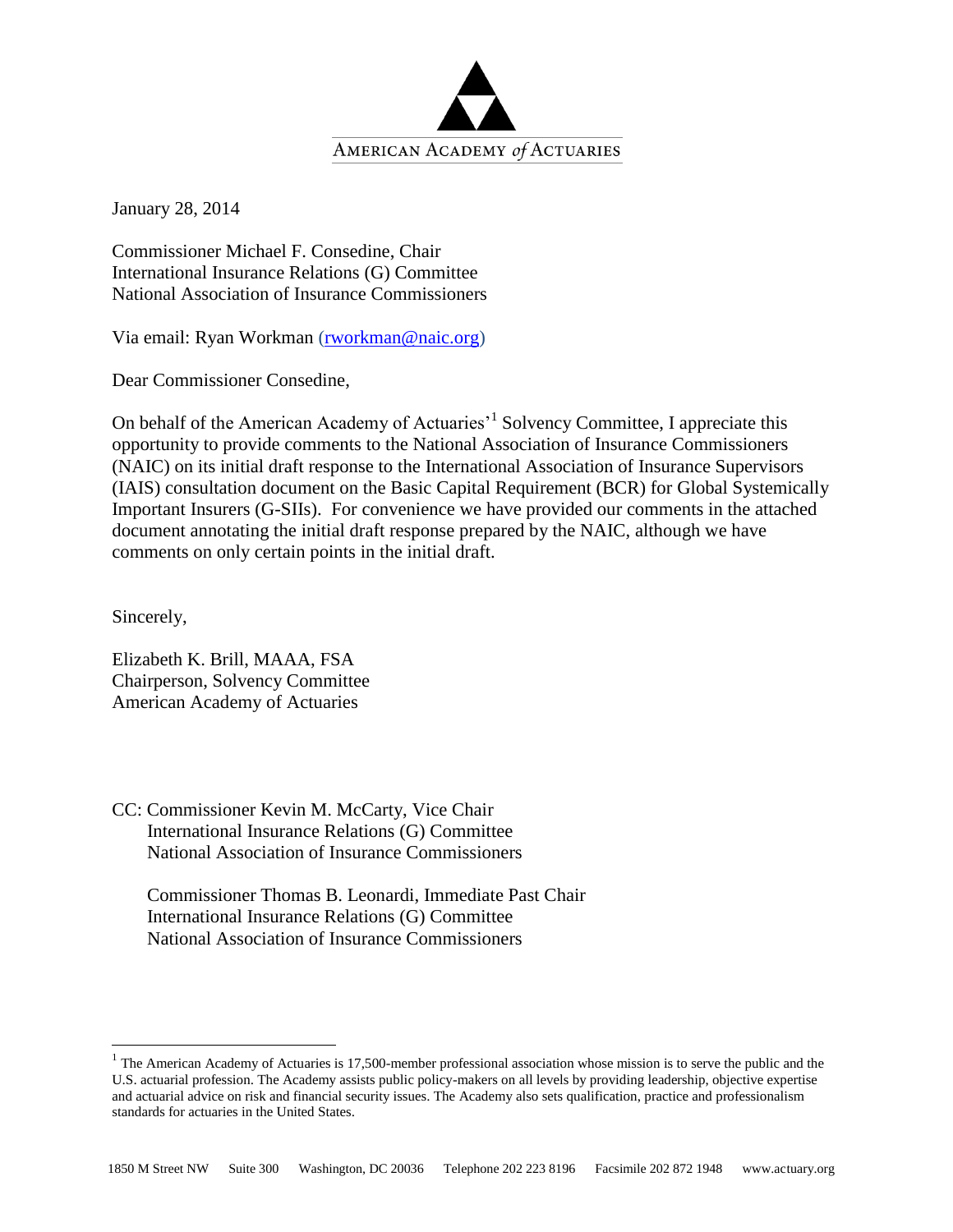AMERICAN ACADEMY *of* ACTUARIES

January 28, 2014

Commissioner Michael F. Consedine, Chair
International Insurance Relations (G) Committee
National Association of Insurance Commissioners

Via email: Ryan Workman (rworkman@naic.org)

Dear Commissioner Consedine,

On behalf of the American Academy of Actuaries'[1] Solvency Committee, I appreciate this opportunity to provide comments to the National Association of Insurance Commissioners (NAIC) on its initial draft response to the International Association of Insurance Supervisors (IAIS) consultation document on the Basic Capital Requirement (BCR) for Global Systemically Important Insurers (G-SIIs). For convenience we have provided our comments in the attached document annotating the initial draft response prepared by the NAIC, although we have comments on only certain points in the initial draft.

Sincerely,

Elizabeth K. Brill, MAAA, FSA
Chairperson, Solvency Committee
American Academy of Actuaries

CC: Commissioner Kevin M. McCarty, Vice Chair
International Insurance Relations (G) Committee
National Association of Insurance Commissioners

Commissioner Thomas B. Leonardi, Immediate Past Chair
International Insurance Relations (G) Committee
National Association of Insurance Commissioners

---

[1] The American Academy of Actuaries is 17,500-member professional association whose mission is to serve the public and the U.S. actuarial profession. The Academy assists public policy-makers on all levels by providing leadership, objective expertise and actuarial advice on risk and financial security issues. The Academy also sets qualification, practice and professionalism standards for actuaries in the United States.

1850 M Street NW Suite 300 Washington, DC 20036 Telephone 202 223 8196 Facsimile 202 872 1948 www.actuary.org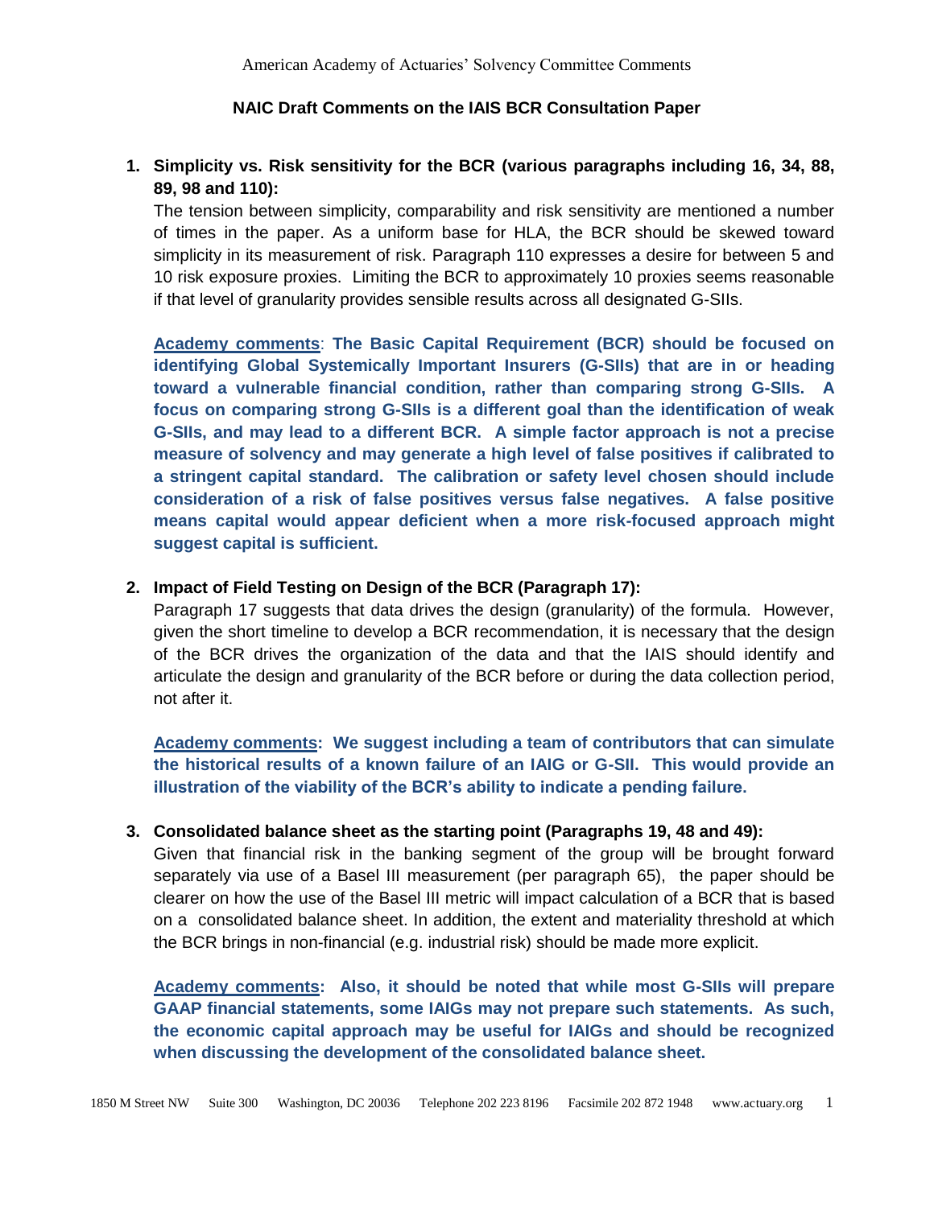American Academy of Actuaries' Solvency Committee Comments

**NAIC Draft Comments on the IAIS BCR Consultation Paper**

1. **Simplicity vs. Risk sensitivity for the BCR (various paragraphs including 16, 34, 88, 89, 98 and 110):**

   The tension between simplicity, comparability and risk sensitivity are mentioned a number of times in the paper. As a uniform base for HLA, the BCR should be skewed toward simplicity in its measurement of risk. Paragraph 110 expresses a desire for between 5 and 10 risk exposure proxies. Limiting the BCR to approximately 10 proxies seems reasonable if that level of granularity provides sensible results across all designated G-SIIs.

   **Academy comments: The Basic Capital Requirement (BCR) should be focused on identifying Global Systemically Important Insurers (G-SIIs) that are in or heading toward a vulnerable financial condition, rather than comparing strong G-SIIs. A focus on comparing strong G-SIIs is a different goal than the identification of weak G-SIIs, and may lead to a different BCR. A simple factor approach is not a precise measure of solvency and may generate a high level of false positives if calibrated to a stringent capital standard. The calibration or safety level chosen should include consideration of a risk of false positives versus false negatives. A false positive means capital would appear deficient when a more risk-focused approach might suggest capital is sufficient.**

2. **Impact of Field Testing on Design of the BCR (Paragraph 17):**

   Paragraph 17 suggests that data drives the design (granularity) of the formula. However, given the short timeline to develop a BCR recommendation, it is necessary that the design of the BCR drives the organization of the data and that the IAIS should identify and articulate the design and granularity of the BCR before or during the data collection period, not after it.

   **Academy comments: We suggest including a team of contributors that can simulate the historical results of a known failure of an IAIG or G-SII. This would provide an illustration of the viability of the BCR's ability to indicate a pending failure.**

3. **Consolidated balance sheet as the starting point (Paragraphs 19, 48 and 49):**

   Given that financial risk in the banking segment of the group will be brought forward separately via use of a Basel III measurement (per paragraph 65), the paper should be clearer on how the use of the Basel III metric will impact calculation of a BCR that is based on a consolidated balance sheet. In addition, the extent and materiality threshold at which the BCR brings in non-financial (e.g. industrial risk) should be made more explicit.

   **Academy comments: Also, it should be noted that while most G-SIIs will prepare GAAP financial statements, some IAIGs may not prepare such statements. As such, the economic capital approach may be useful for IAIGs and should be recognized when discussing the development of the consolidated balance sheet.**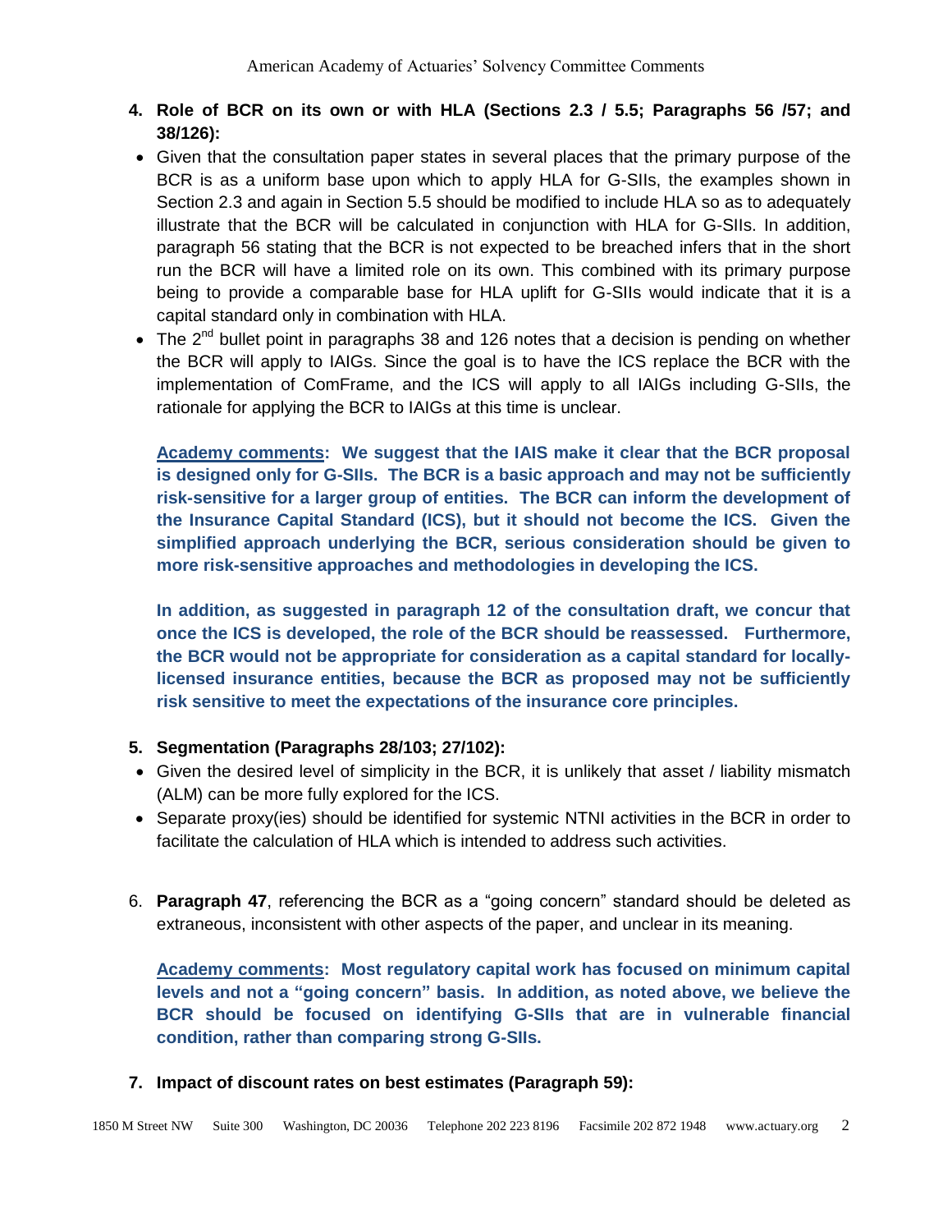4. **Role of BCR on its own or with HLA (Sections 2.3 / 5.5; Paragraphs 56 /57; and 38/126):**

- Given that the consultation paper states in several places that the primary purpose of the BCR is as a uniform base upon which to apply HLA for G-SIIs, the examples shown in Section 2.3 and again in Section 5.5 should be modified to include HLA so as to adequately illustrate that the BCR will be calculated in conjunction with HLA for G-SIIs. In addition, paragraph 56 stating that the BCR is not expected to be breached infers that in the short run the BCR will have a limited role on its own. This combined with its primary purpose being to provide a comparable base for HLA uplift for G-SIIs would indicate that it is a capital standard only in combination with HLA.
- The 2nd bullet point in paragraphs 38 and 126 notes that a decision is pending on whether the BCR will apply to IAIGs. Since the goal is to have the ICS replace the BCR with the implementation of ComFrame, and the ICS will apply to all IAIGs including G-SIIs, the rationale for applying the BCR to IAIGs at this time is unclear.

**Academy comments: We suggest that the IAIS make it clear that the BCR proposal is designed only for G-SIIs. The BCR is a basic approach and may not be sufficiently risk-sensitive for a larger group of entities. The BCR can inform the development of the Insurance Capital Standard (ICS), but it should not become the ICS. Given the simplified approach underlying the BCR, serious consideration should be given to more risk-sensitive approaches and methodologies in developing the ICS.**

**In addition, as suggested in paragraph 12 of the consultation draft, we concur that once the ICS is developed, the role of the BCR should be reassessed. Furthermore, the BCR would not be appropriate for consideration as a capital standard for locally-licensed insurance entities, because the BCR as proposed may not be sufficiently risk sensitive to meet the expectations of the insurance core principles.**

5. **Segmentation (Paragraphs 28/103; 27/102):**

- Given the desired level of simplicity in the BCR, it is unlikely that asset / liability mismatch (ALM) can be more fully explored for the ICS.
- Separate proxy(ies) should be identified for systemic NTNI activities in the BCR in order to facilitate the calculation of HLA which is intended to address such activities.

6. **Paragraph 47**, referencing the BCR as a "going concern" standard should be deleted as extraneous, inconsistent with other aspects of the paper, and unclear in its meaning.

**Academy comments: Most regulatory capital work has focused on minimum capital levels and not a "going concern" basis. In addition, as noted above, we believe the BCR should be focused on identifying G-SIIs that are in vulnerable financial condition, rather than comparing strong G-SIIs.**

7. **Impact of discount rates on best estimates (Paragraph 59):**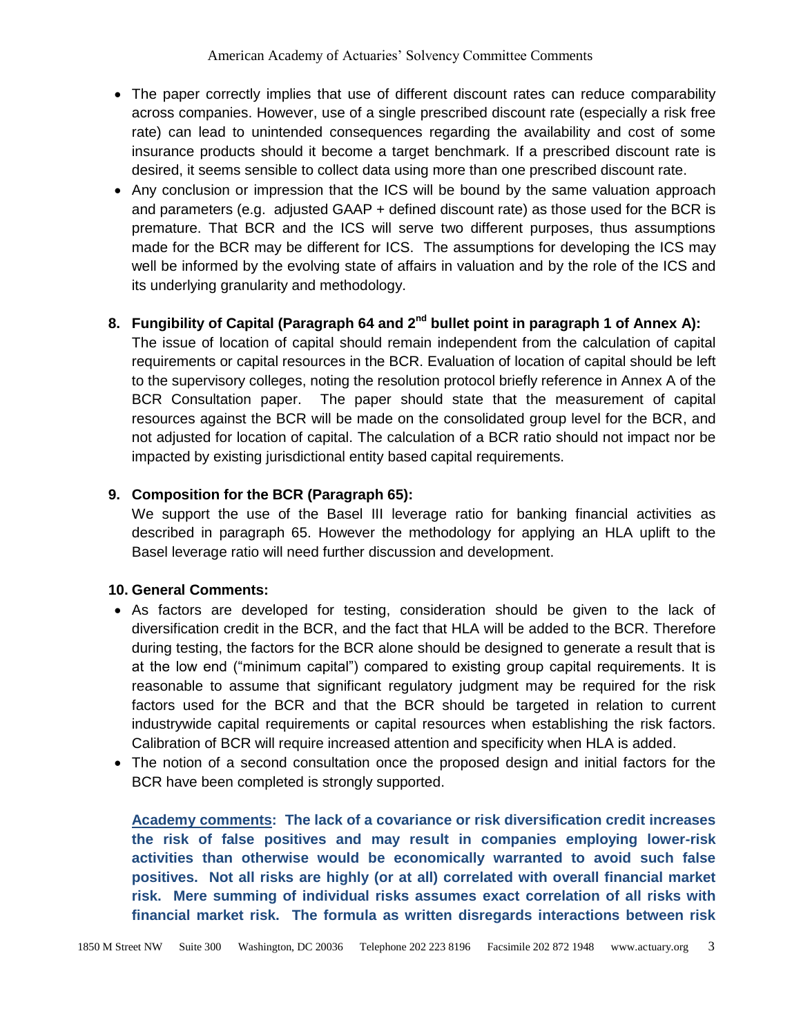- The paper correctly implies that use of different discount rates can reduce comparability across companies. However, use of a single prescribed discount rate (especially a risk free rate) can lead to unintended consequences regarding the availability and cost of some insurance products should it become a target benchmark. If a prescribed discount rate is desired, it seems sensible to collect data using more than one prescribed discount rate.
- Any conclusion or impression that the ICS will be bound by the same valuation approach and parameters (e.g. adjusted GAAP + defined discount rate) as those used for the BCR is premature. That BCR and the ICS will serve two different purposes, thus assumptions made for the BCR may be different for ICS. The assumptions for developing the ICS may well be informed by the evolving state of affairs in valuation and by the role of the ICS and its underlying granularity and methodology.

**8. Fungibility of Capital (Paragraph 64 and 2nd bullet point in paragraph 1 of Annex A):**

The issue of location of capital should remain independent from the calculation of capital requirements or capital resources in the BCR. Evaluation of location of capital should be left to the supervisory colleges, noting the resolution protocol briefly reference in Annex A of the BCR Consultation paper. The paper should state that the measurement of capital resources against the BCR will be made on the consolidated group level for the BCR, and not adjusted for location of capital. The calculation of a BCR ratio should not impact nor be impacted by existing jurisdictional entity based capital requirements.

**9. Composition for the BCR (Paragraph 65):**

We support the use of the Basel III leverage ratio for banking financial activities as described in paragraph 65. However the methodology for applying an HLA uplift to the Basel leverage ratio will need further discussion and development.

**10. General Comments:**

- As factors are developed for testing, consideration should be given to the lack of diversification credit in the BCR, and the fact that HLA will be added to the BCR. Therefore during testing, the factors for the BCR alone should be designed to generate a result that is at the low end ("minimum capital") compared to existing group capital requirements. It is reasonable to assume that significant regulatory judgment may be required for the risk factors used for the BCR and that the BCR should be targeted in relation to current industrywide capital requirements or capital resources when establishing the risk factors. Calibration of BCR will require increased attention and specificity when HLA is added.
- The notion of a second consultation once the proposed design and initial factors for the BCR have been completed is strongly supported.

**Academy comments: The lack of a covariance or risk diversification credit increases the risk of false positives and may result in companies employing lower-risk activities than otherwise would be economically warranted to avoid such false positives. Not all risks are highly (or at all) correlated with overall financial market risk. Mere summing of individual risks assumes exact correlation of all risks with financial market risk. The formula as written disregards interactions between risk**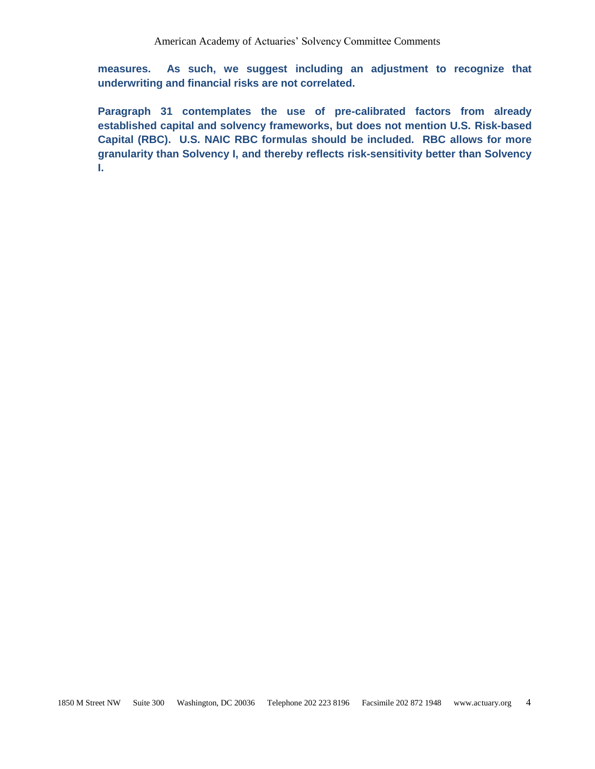**measures. As such, we suggest including an adjustment to recognize that underwriting and financial risks are not correlated.**

**Paragraph 31 contemplates the use of pre-calibrated factors from already established capital and solvency frameworks, but does not mention U.S. Risk-based Capital (RBC). U.S. NAIC RBC formulas should be included. RBC allows for more granularity than Solvency I, and thereby reflects risk-sensitivity better than Solvency I.**